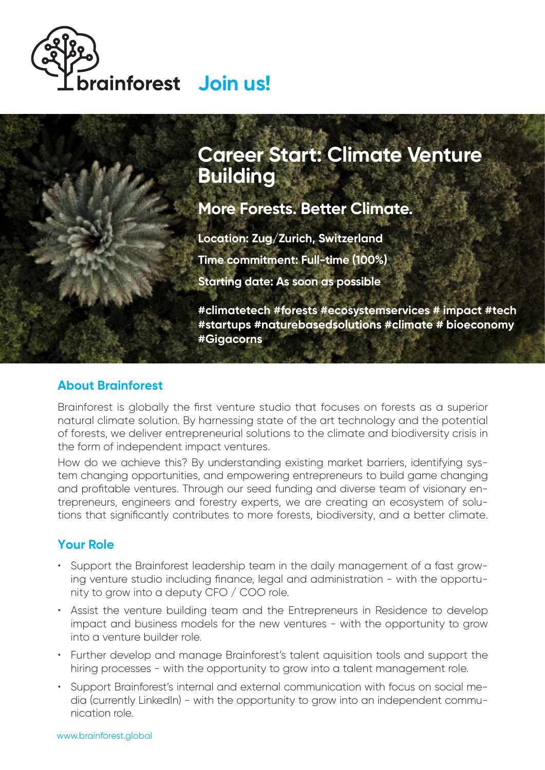brainforest **Join us!**

# Career Start: Climate Venture Building

## More Forests. Better Climate.

**Location: Zug/Zurich, Switzerland**

**Time commitment: Full-time (100%)**

**Starting date: As soon as possible**

**#climatetech #forests #ecosystemservices # impact #tech #startups #naturebasedsolutions #climate # bioeconomy #Gigacorns**

## About Brainforest

Brainforest is globally the first venture studio that focuses on forests as a superior natural climate solution. By harnessing state of the art technology and the potential of forests, we deliver entrepreneurial solutions to the climate and biodiversity crisis in the form of independent impact ventures.

How do we achieve this? By understanding existing market barriers, identifying system changing opportunities, and empowering entrepreneurs to build game changing and profitable ventures. Through our seed funding and diverse team of visionary entrepreneurs, engineers and forestry experts, we are creating an ecosystem of solutions that significantly contributes to more forests, biodiversity, and a better climate.

## Your Role

- Support the Brainforest leadership team in the daily management of a fast growing venture studio including finance, legal and administration - with the opportunity to grow into a deputy CFO / COO role.
- Assist the venture building team and the Entrepreneurs in Residence to develop impact and business models for the new ventures - with the opportunity to grow into a venture builder role.
- Further develop and manage Brainforest's talent aquisition tools and support the hiring processes - with the opportunity to grow into a talent management role.
- Support Brainforest's internal and external communication with focus on social media (currently LinkedIn) - with the opportunity to grow into an independent communication role.

www.brainforest.global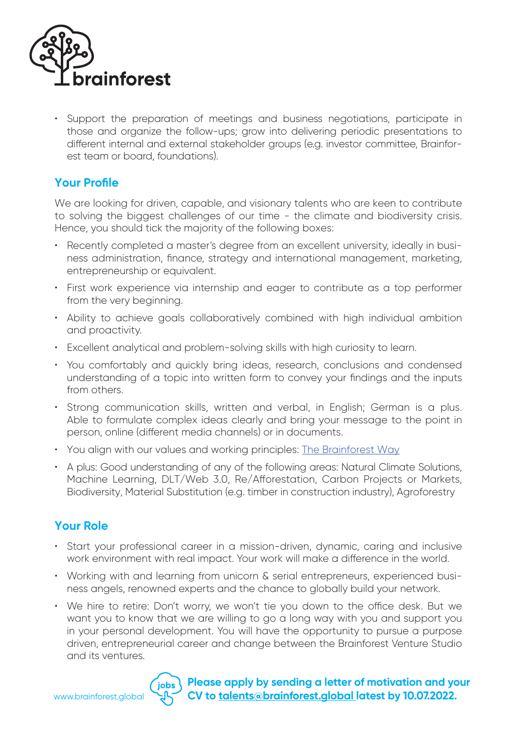- Support the preparation of meetings and business negotiations, participate in those and organize the follow-ups; grow into delivering periodic presentations to different internal and external stakeholder groups (e.g. investor committee, Brainforest team or board, foundations).

## Your Profile

We are looking for driven, capable, and visionary talents who are keen to contribute to solving the biggest challenges of our time - the climate and biodiversity crisis. Hence, you should tick the majority of the following boxes:

- Recently completed a master's degree from an excellent university, ideally in business administration, finance, strategy and international management, marketing, entrepreneurship or equivalent.
- First work experience via internship and eager to contribute as a top performer from the very beginning.
- Ability to achieve goals collaboratively combined with high individual ambition and proactivity.
- Excellent analytical and problem-solving skills with high curiosity to learn.
- You comfortably and quickly bring ideas, research, conclusions and condensed understanding of a topic into written form to convey your findings and the inputs from others.
- Strong communication skills, written and verbal, in English; German is a plus. Able to formulate complex ideas clearly and bring your message to the point in person, online (different media channels) or in documents.
- You align with our values and working principles: The Brainforest Way
- A plus: Good understanding of any of the following areas: Natural Climate Solutions, Machine Learning, DLT/Web 3.0, Re/Afforestation, Carbon Projects or Markets, Biodiversity, Material Substitution (e.g. timber in construction industry), Agroforestry

## Your Role

- Start your professional career in a mission-driven, dynamic, caring and inclusive work environment with real impact. Your work will make a difference in the world.
- Working with and learning from unicorn & serial entrepreneurs, experienced business angels, renowned experts and the chance to globally build your network.
- We hire to retire: Don't worry, we won't tie you down to the office desk. But we want you to know that we are willing to go a long way with you and support you in your personal development. You will have the opportunity to pursue a purpose driven, entrepreneurial career and change between the Brainforest Venture Studio and its ventures.

www.brainforest.global

**Please apply by sending a letter of motivation and your CV to talents@brainforest.global latest by 10.07.2022.**